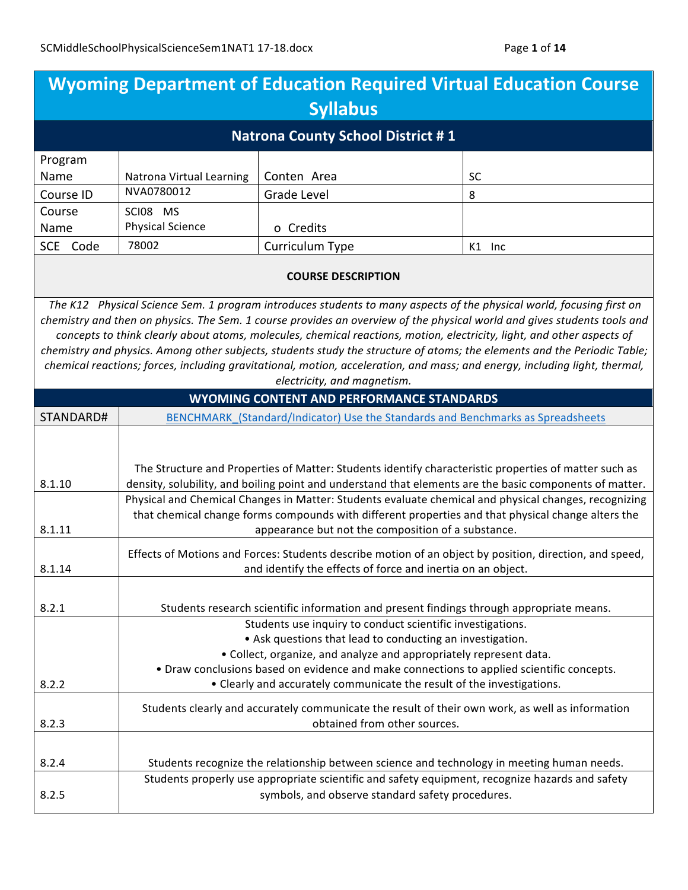# Wyoming Department of Education Required Virtual Education Course Syllabus

## Natrona County School District # 1

| Program Name | Natrona Virtual Learning | Conten Area | SC |
|---|---|---|---|
| Course ID | NVA0780012 | Grade Level | 8 |
| Course Name | SCI08 MS Physical Science | o Credits | |
| SCE Code | 78002 | Curriculum Type | K1 Inc |

**COURSE DESCRIPTION**

*The K12 Physical Science Sem. 1 program introduces students to many aspects of the physical world, focusing first on chemistry and then on physics. The Sem. 1 course provides an overview of the physical world and gives students tools and concepts to think clearly about atoms, molecules, chemical reactions, motion, electricity, light, and other aspects of chemistry and physics. Among other subjects, students study the structure of atoms; the elements and the Periodic Table; chemical reactions; forces, including gravitational, motion, acceleration, and mass; and energy, including light, thermal, electricity, and magnetism.*

**WYOMING CONTENT AND PERFORMANCE STANDARDS**

| STANDARD# | BENCHMARK_(Standard/Indicator) Use the Standards and Benchmarks as Spreadsheets |
|---|---|
| 8.1.10 | The Structure and Properties of Matter: Students identify characteristic properties of matter such as density, solubility, and boiling point and understand that elements are the basic components of matter. |
| 8.1.11 | Physical and Chemical Changes in Matter: Students evaluate chemical and physical changes, recognizing that chemical change forms compounds with different properties and that physical change alters the appearance but not the composition of a substance. |
| 8.1.14 | Effects of Motions and Forces: Students describe motion of an object by position, direction, and speed, and identify the effects of force and inertia on an object. |
| 8.2.1 | Students research scientific information and present findings through appropriate means. |
| 8.2.2 | Students use inquiry to conduct scientific investigations.<br>• Ask questions that lead to conducting an investigation.<br>• Collect, organize, and analyze and appropriately represent data.<br>• Draw conclusions based on evidence and make connections to applied scientific concepts.<br>• Clearly and accurately communicate the result of the investigations. |
| 8.2.3 | Students clearly and accurately communicate the result of their own work, as well as information obtained from other sources. |
| 8.2.4 | Students recognize the relationship between science and technology in meeting human needs. |
| 8.2.5 | Students properly use appropriate scientific and safety equipment, recognize hazards and safety symbols, and observe standard safety procedures. |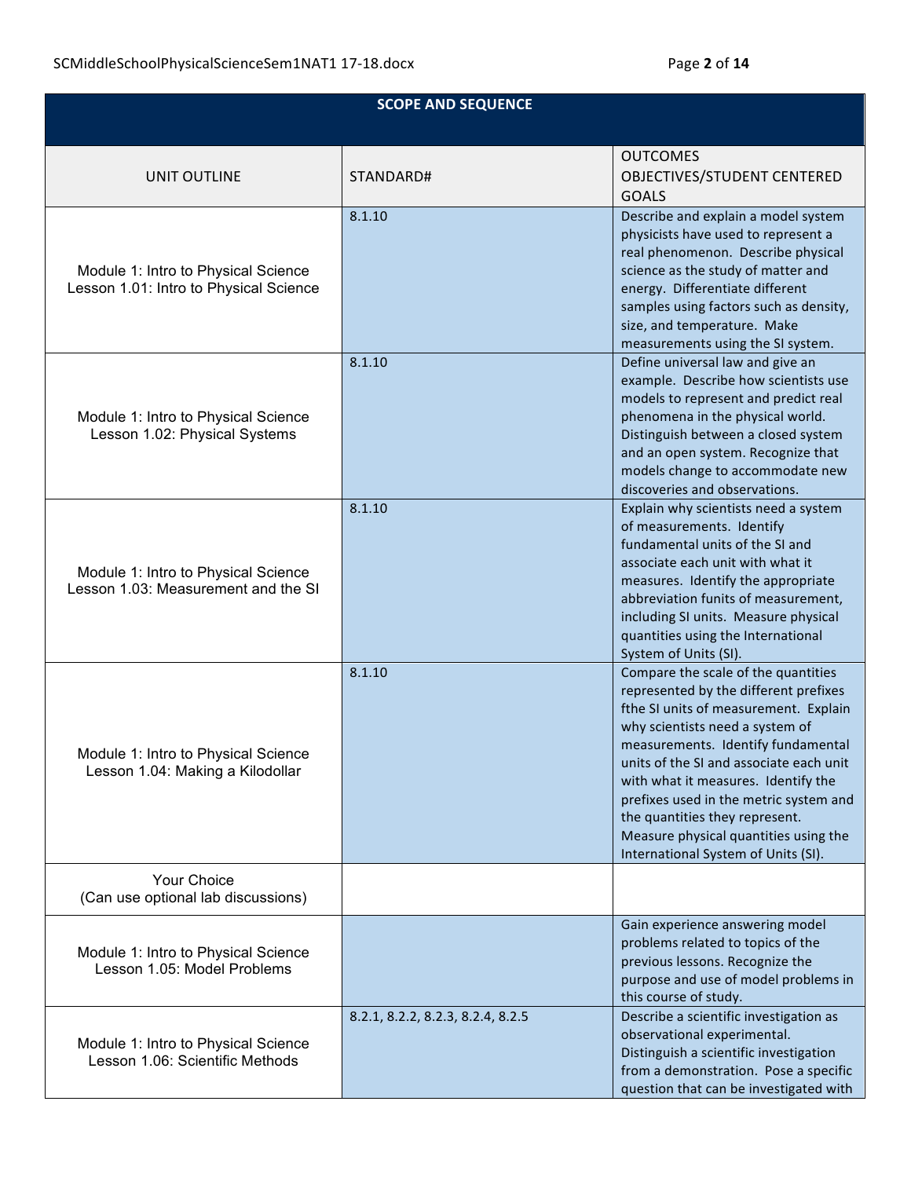| SCOPE AND SEQUENCE | | |
|---|---|---|
| UNIT OUTLINE | STANDARD# | OUTCOMES OBJECTIVES/STUDENT CENTERED GOALS |
| Module 1: Intro to Physical Science Lesson 1.01: Intro to Physical Science | 8.1.10 | Describe and explain a model system physicists have used to represent a real phenomenon. Describe physical science as the study of matter and energy. Differentiate different samples using factors such as density, size, and temperature. Make measurements using the SI system. |
| Module 1: Intro to Physical Science Lesson 1.02: Physical Systems | 8.1.10 | Define universal law and give an example. Describe how scientists use models to represent and predict real phenomena in the physical world. Distinguish between a closed system and an open system. Recognize that models change to accommodate new discoveries and observations. |
| Module 1: Intro to Physical Science Lesson 1.03: Measurement and the SI | 8.1.10 | Explain why scientists need a system of measurements. Identify fundamental units of the SI and associate each unit with what it measures. Identify the appropriate abbreviation funits of measurement, including SI units. Measure physical quantities using the International System of Units (SI). |
| Module 1: Intro to Physical Science Lesson 1.04: Making a Kilodollar | 8.1.10 | Compare the scale of the quantities represented by the different prefixes fthe SI units of measurement. Explain why scientists need a system of measurements. Identify fundamental units of the SI and associate each unit with what it measures. Identify the prefixes used in the metric system and the quantities they represent. Measure physical quantities using the International System of Units (SI). |
| Your Choice (Can use optional lab discussions) | | |
| Module 1: Intro to Physical Science Lesson 1.05: Model Problems | | Gain experience answering model problems related to topics of the previous lessons. Recognize the purpose and use of model problems in this course of study. |
| Module 1: Intro to Physical Science Lesson 1.06: Scientific Methods | 8.2.1, 8.2.2, 8.2.3, 8.2.4, 8.2.5 | Describe a scientific investigation as observational experimental. Distinguish a scientific investigation from a demonstration. Pose a specific question that can be investigated with |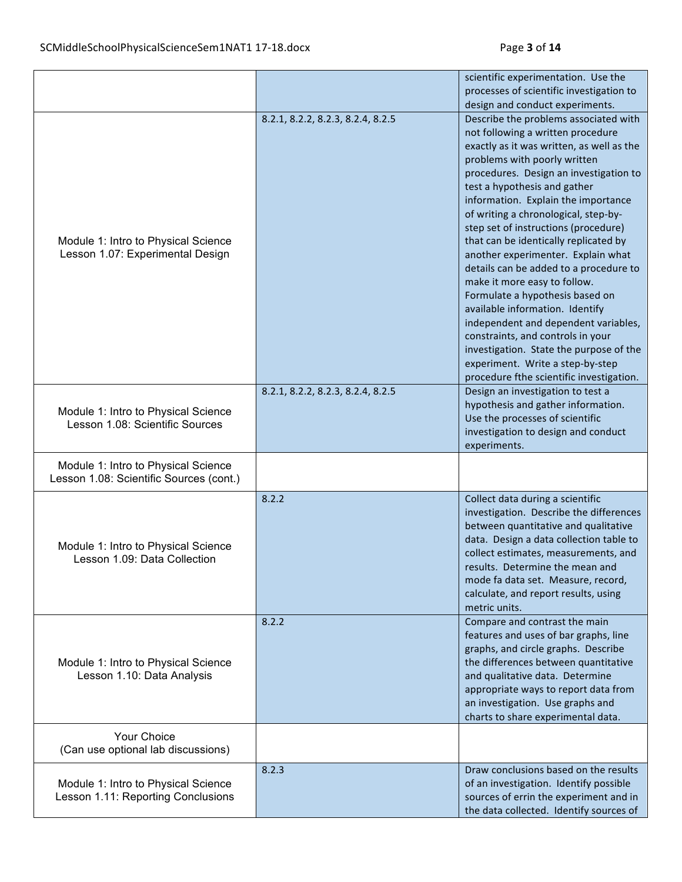| | | |
|---|---|---|
| | | scientific experimentation. Use the processes of scientific investigation to design and conduct experiments. |
| Module 1: Intro to Physical Science Lesson 1.07: Experimental Design | 8.2.1, 8.2.2, 8.2.3, 8.2.4, 8.2.5 | Describe the problems associated with not following a written procedure exactly as it was written, as well as the problems with poorly written procedures. Design an investigation to test a hypothesis and gather information. Explain the importance of writing a chronological, step-by-step set of instructions (procedure) that can be identically replicated by another experimenter. Explain what details can be added to a procedure to make it more easy to follow. Formulate a hypothesis based on available information. Identify independent and dependent variables, constraints, and controls in your investigation. State the purpose of the experiment. Write a step-by-step procedure fthe scientific investigation. |
| Module 1: Intro to Physical Science Lesson 1.08: Scientific Sources | 8.2.1, 8.2.2, 8.2.3, 8.2.4, 8.2.5 | Design an investigation to test a hypothesis and gather information. Use the processes of scientific investigation to design and conduct experiments. |
| Module 1: Intro to Physical Science Lesson 1.08: Scientific Sources (cont.) | | |
| Module 1: Intro to Physical Science Lesson 1.09: Data Collection | 8.2.2 | Collect data during a scientific investigation. Describe the differences between quantitative and qualitative data. Design a data collection table to collect estimates, measurements, and results. Determine the mean and mode fa data set. Measure, record, calculate, and report results, using metric units. |
| Module 1: Intro to Physical Science Lesson 1.10: Data Analysis | 8.2.2 | Compare and contrast the main features and uses of bar graphs, line graphs, and circle graphs. Describe the differences between quantitative and qualitative data. Determine appropriate ways to report data from an investigation. Use graphs and charts to share experimental data. |
| Your Choice (Can use optional lab discussions) | | |
| Module 1: Intro to Physical Science Lesson 1.11: Reporting Conclusions | 8.2.3 | Draw conclusions based on the results of an investigation. Identify possible sources of errin the experiment and in the data collected. Identify sources of |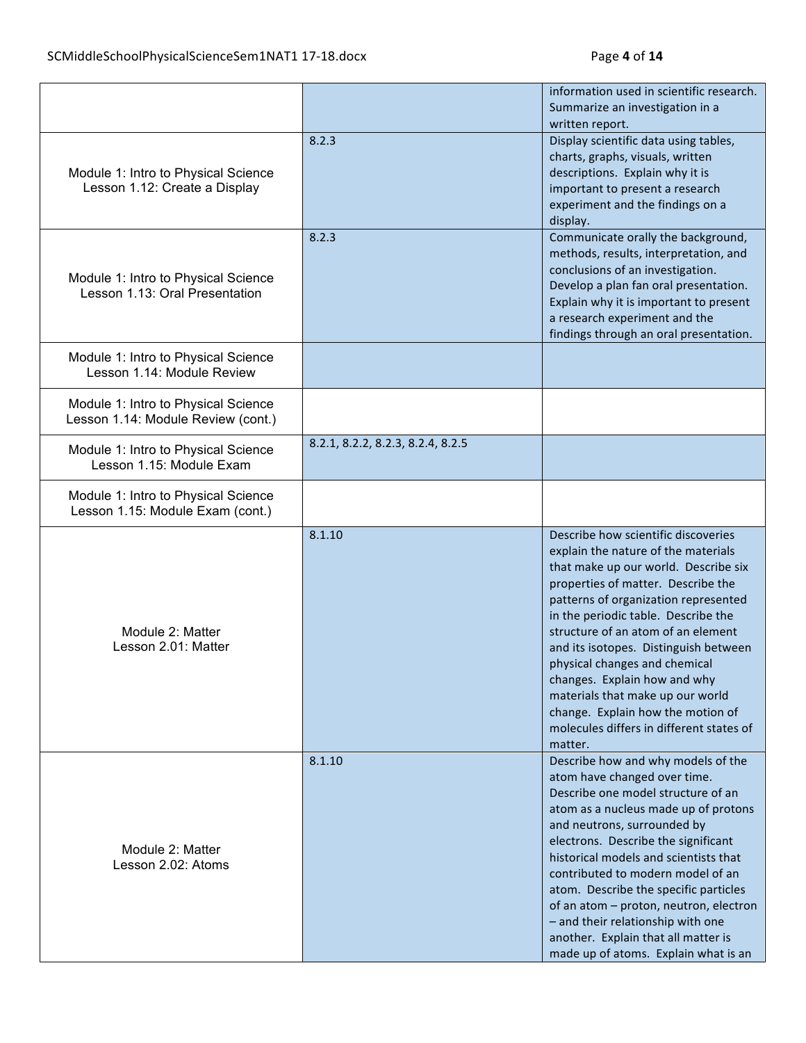| | | |
|---|---|---|
| | | information used in scientific research. Summarize an investigation in a written report. |
| Module 1: Intro to Physical Science<br>Lesson 1.12: Create a Display | 8.2.3 | Display scientific data using tables, charts, graphs, visuals, written descriptions. Explain why it is important to present a research experiment and the findings on a display. |
| Module 1: Intro to Physical Science<br>Lesson 1.13: Oral Presentation | 8.2.3 | Communicate orally the background, methods, results, interpretation, and conclusions of an investigation. Develop a plan fan oral presentation. Explain why it is important to present a research experiment and the findings through an oral presentation. |
| Module 1: Intro to Physical Science<br>Lesson 1.14: Module Review | | |
| Module 1: Intro to Physical Science<br>Lesson 1.14: Module Review (cont.) | | |
| Module 1: Intro to Physical Science<br>Lesson 1.15: Module Exam | 8.2.1, 8.2.2, 8.2.3, 8.2.4, 8.2.5 | |
| Module 1: Intro to Physical Science<br>Lesson 1.15: Module Exam (cont.) | | |
| Module 2: Matter<br>Lesson 2.01: Matter | 8.1.10 | Describe how scientific discoveries explain the nature of the materials that make up our world. Describe six properties of matter. Describe the patterns of organization represented in the periodic table. Describe the structure of an atom of an element and its isotopes. Distinguish between physical changes and chemical changes. Explain how and why materials that make up our world change. Explain how the motion of molecules differs in different states of matter. |
| Module 2: Matter<br>Lesson 2.02: Atoms | 8.1.10 | Describe how and why models of the atom have changed over time. Describe one model structure of an atom as a nucleus made up of protons and neutrons, surrounded by electrons. Describe the significant historical models and scientists that contributed to modern model of an atom. Describe the specific particles of an atom – proton, neutron, electron – and their relationship with one another. Explain that all matter is made up of atoms. Explain what is an |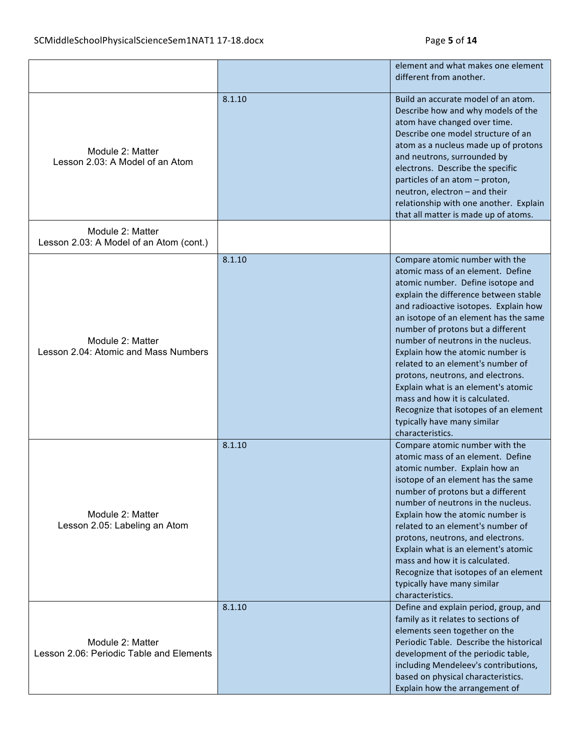| | | |
|---|---|---|
| | | element and what makes one element different from another. |
| Module 2: Matter<br>Lesson 2.03: A Model of an Atom | 8.1.10 | Build an accurate model of an atom. Describe how and why models of the atom have changed over time. Describe one model structure of an atom as a nucleus made up of protons and neutrons, surrounded by electrons. Describe the specific particles of an atom – proton, neutron, electron – and their relationship with one another. Explain that all matter is made up of atoms. |
| Module 2: Matter<br>Lesson 2.03: A Model of an Atom (cont.) | | |
| Module 2: Matter<br>Lesson 2.04: Atomic and Mass Numbers | 8.1.10 | Compare atomic number with the atomic mass of an element. Define atomic number. Define isotope and explain the difference between stable and radioactive isotopes. Explain how an isotope of an element has the same number of protons but a different number of neutrons in the nucleus. Explain how the atomic number is related to an element's number of protons, neutrons, and electrons. Explain what is an element's atomic mass and how it is calculated. Recognize that isotopes of an element typically have many similar characteristics. |
| Module 2: Matter<br>Lesson 2.05: Labeling an Atom | 8.1.10 | Compare atomic number with the atomic mass of an element. Define atomic number. Explain how an isotope of an element has the same number of protons but a different number of neutrons in the nucleus. Explain how the atomic number is related to an element's number of protons, neutrons, and electrons. Explain what is an element's atomic mass and how it is calculated. Recognize that isotopes of an element typically have many similar characteristics. |
| Module 2: Matter<br>Lesson 2.06: Periodic Table and Elements | 8.1.10 | Define and explain period, group, and family as it relates to sections of elements seen together on the Periodic Table. Describe the historical development of the periodic table, including Mendeleev's contributions, based on physical characteristics. Explain how the arrangement of |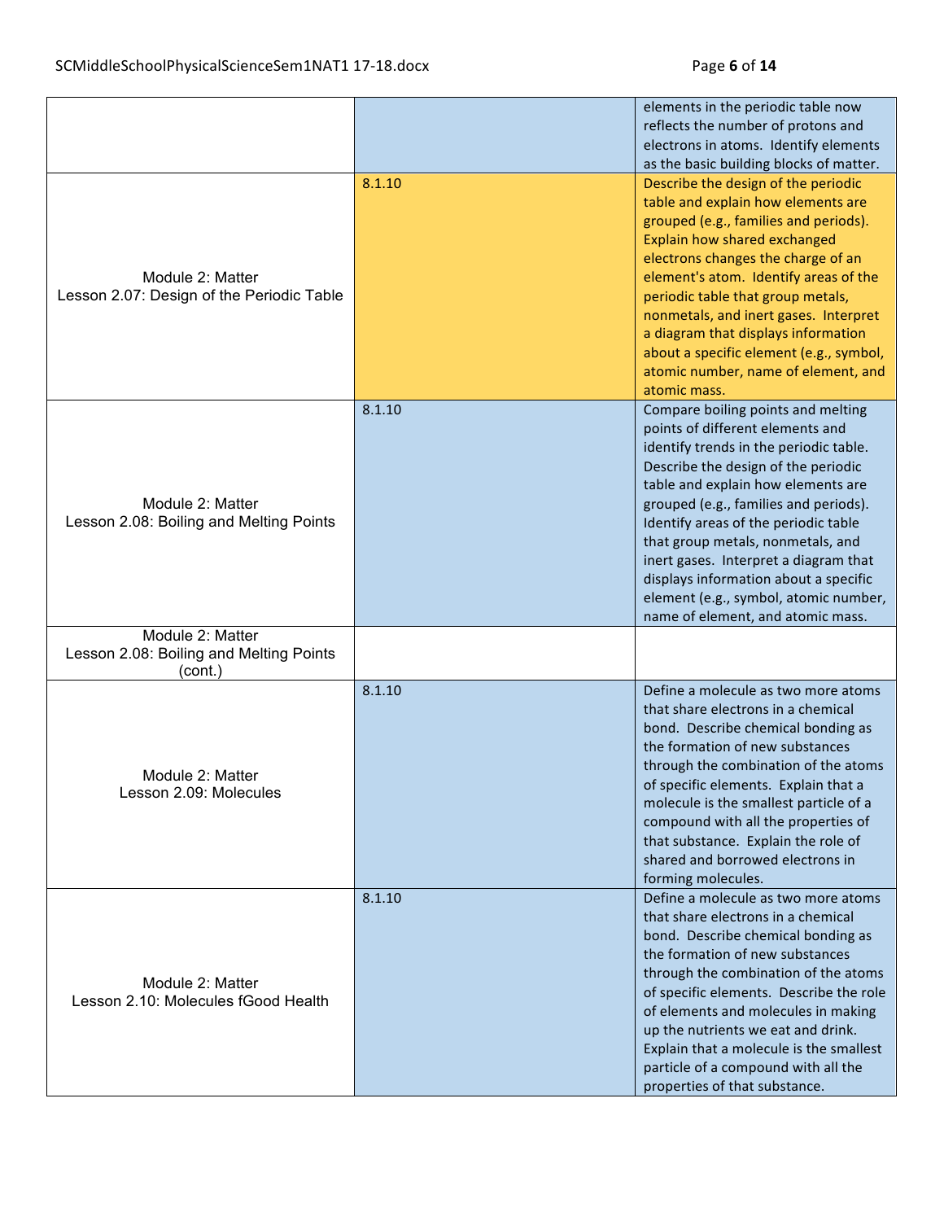| | | |
|---|---|---|
| | | elements in the periodic table now reflects the number of protons and electrons in atoms. Identify elements as the basic building blocks of matter. |
| Module 2: Matter<br>Lesson 2.07: Design of the Periodic Table | 8.1.10 | Describe the design of the periodic table and explain how elements are grouped (e.g., families and periods). Explain how shared exchanged electrons changes the charge of an element's atom. Identify areas of the periodic table that group metals, nonmetals, and inert gases. Interpret a diagram that displays information about a specific element (e.g., symbol, atomic number, name of element, and atomic mass. |
| Module 2: Matter<br>Lesson 2.08: Boiling and Melting Points | 8.1.10 | Compare boiling points and melting points of different elements and identify trends in the periodic table. Describe the design of the periodic table and explain how elements are grouped (e.g., families and periods). Identify areas of the periodic table that group metals, nonmetals, and inert gases. Interpret a diagram that displays information about a specific element (e.g., symbol, atomic number, name of element, and atomic mass. |
| Module 2: Matter<br>Lesson 2.08: Boiling and Melting Points (cont.) | | |
| Module 2: Matter<br>Lesson 2.09: Molecules | 8.1.10 | Define a molecule as two more atoms that share electrons in a chemical bond. Describe chemical bonding as the formation of new substances through the combination of the atoms of specific elements. Explain that a molecule is the smallest particle of a compound with all the properties of that substance. Explain the role of shared and borrowed electrons in forming molecules. |
| Module 2: Matter<br>Lesson 2.10: Molecules fGood Health | 8.1.10 | Define a molecule as two more atoms that share electrons in a chemical bond. Describe chemical bonding as the formation of new substances through the combination of the atoms of specific elements. Describe the role of elements and molecules in making up the nutrients we eat and drink. Explain that a molecule is the smallest particle of a compound with all the properties of that substance. |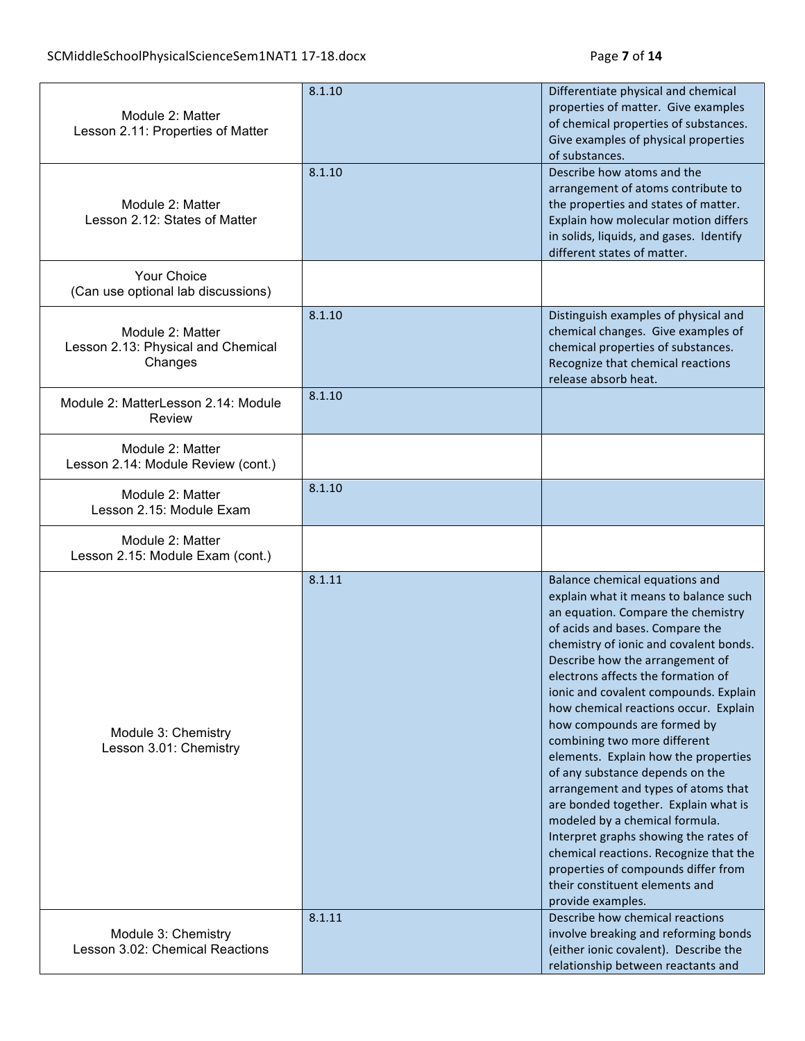| | | |
|---|---|---|
| Module 2: Matter<br>Lesson 2.11: Properties of Matter | 8.1.10 | Differentiate physical and chemical properties of matter. Give examples of chemical properties of substances. Give examples of physical properties of substances. |
| Module 2: Matter<br>Lesson 2.12: States of Matter | 8.1.10 | Describe how atoms and the arrangement of atoms contribute to the properties and states of matter. Explain how molecular motion differs in solids, liquids, and gases. Identify different states of matter. |
| Your Choice<br>(Can use optional lab discussions) | | |
| Module 2: Matter<br>Lesson 2.13: Physical and Chemical Changes | 8.1.10 | Distinguish examples of physical and chemical changes. Give examples of chemical properties of substances. Recognize that chemical reactions release absorb heat. |
| Module 2: MatterLesson 2.14: Module Review | 8.1.10 | |
| Module 2: Matter<br>Lesson 2.14: Module Review (cont.) | | |
| Module 2: Matter<br>Lesson 2.15: Module Exam | 8.1.10 | |
| Module 2: Matter<br>Lesson 2.15: Module Exam (cont.) | | |
| Module 3: Chemistry<br>Lesson 3.01: Chemistry | 8.1.11 | Balance chemical equations and explain what it means to balance such an equation. Compare the chemistry of acids and bases. Compare the chemistry of ionic and covalent bonds. Describe how the arrangement of electrons affects the formation of ionic and covalent compounds. Explain how chemical reactions occur. Explain how compounds are formed by combining two more different elements. Explain how the properties of any substance depends on the arrangement and types of atoms that are bonded together. Explain what is modeled by a chemical formula. Interpret graphs showing the rates of chemical reactions. Recognize that the properties of compounds differ from their constituent elements and provide examples. |
| Module 3: Chemistry<br>Lesson 3.02: Chemical Reactions | 8.1.11 | Describe how chemical reactions involve breaking and reforming bonds (either ionic covalent). Describe the relationship between reactants and |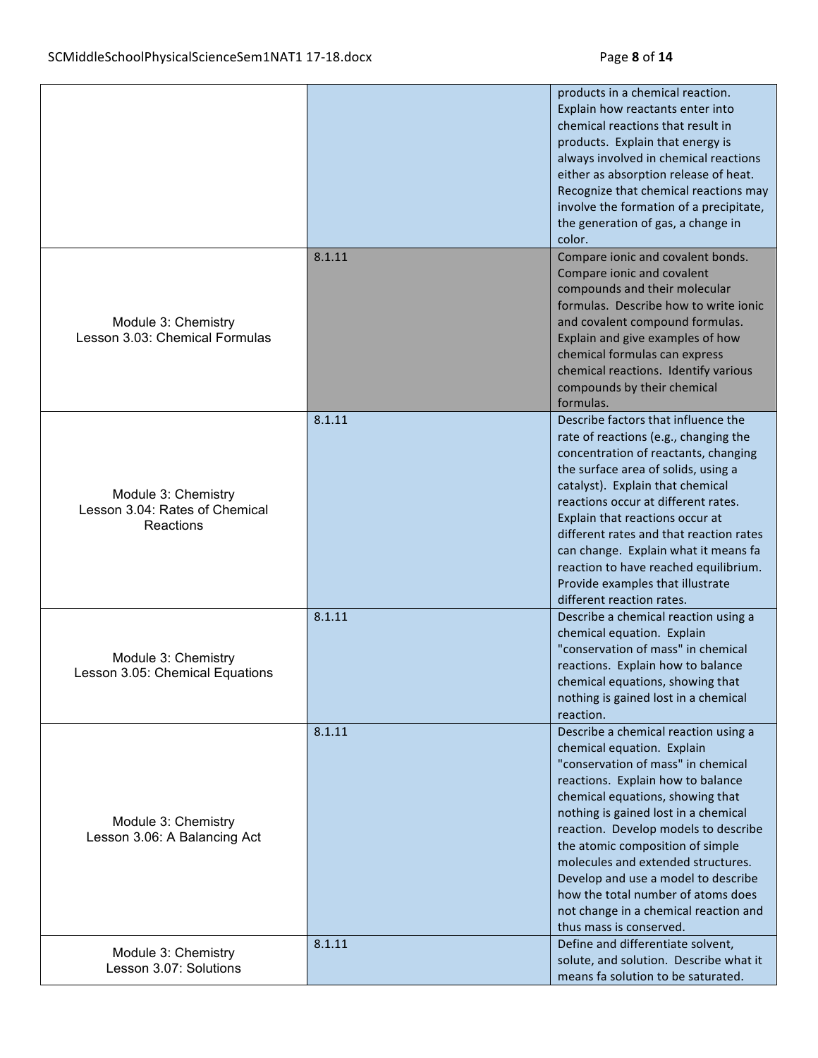| | | |
|---|---|---|
| | | products in a chemical reaction. Explain how reactants enter into chemical reactions that result in products. Explain that energy is always involved in chemical reactions either as absorption release of heat. Recognize that chemical reactions may involve the formation of a precipitate, the generation of gas, a change in color. |
| Module 3: Chemistry<br>Lesson 3.03: Chemical Formulas | 8.1.11 | Compare ionic and covalent bonds. Compare ionic and covalent compounds and their molecular formulas. Describe how to write ionic and covalent compound formulas. Explain and give examples of how chemical formulas can express chemical reactions. Identify various compounds by their chemical formulas. |
| Module 3: Chemistry<br>Lesson 3.04: Rates of Chemical Reactions | 8.1.11 | Describe factors that influence the rate of reactions (e.g., changing the concentration of reactants, changing the surface area of solids, using a catalyst). Explain that chemical reactions occur at different rates. Explain that reactions occur at different rates and that reaction rates can change. Explain what it means fa reaction to have reached equilibrium. Provide examples that illustrate different reaction rates. |
| Module 3: Chemistry<br>Lesson 3.05: Chemical Equations | 8.1.11 | Describe a chemical reaction using a chemical equation. Explain "conservation of mass" in chemical reactions. Explain how to balance chemical equations, showing that nothing is gained lost in a chemical reaction. |
| Module 3: Chemistry<br>Lesson 3.06: A Balancing Act | 8.1.11 | Describe a chemical reaction using a chemical equation. Explain "conservation of mass" in chemical reactions. Explain how to balance chemical equations, showing that nothing is gained lost in a chemical reaction. Develop models to describe the atomic composition of simple molecules and extended structures. Develop and use a model to describe how the total number of atoms does not change in a chemical reaction and thus mass is conserved. |
| Module 3: Chemistry<br>Lesson 3.07: Solutions | 8.1.11 | Define and differentiate solvent, solute, and solution. Describe what it means fa solution to be saturated. |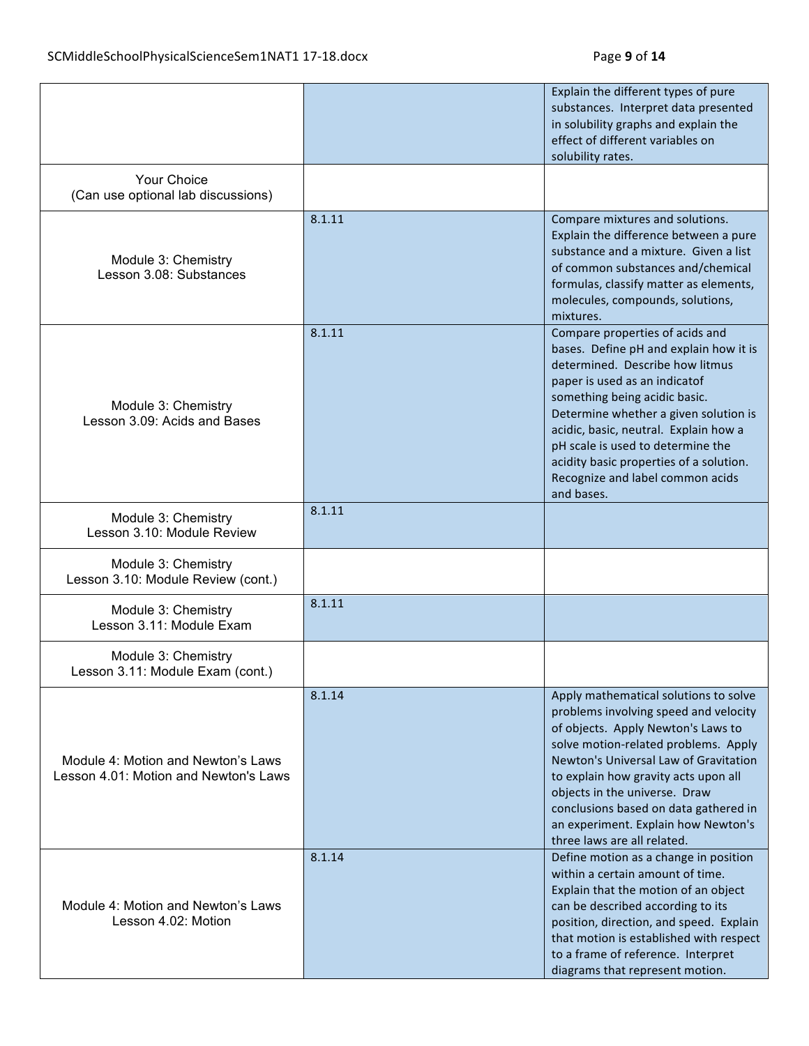| | | |
|---|---|---|
| | | Explain the different types of pure substances. Interpret data presented in solubility graphs and explain the effect of different variables on solubility rates. |
| Your Choice (Can use optional lab discussions) | | |
| Module 3: Chemistry Lesson 3.08: Substances | 8.1.11 | Compare mixtures and solutions. Explain the difference between a pure substance and a mixture. Given a list of common substances and/chemical formulas, classify matter as elements, molecules, compounds, solutions, mixtures. |
| Module 3: Chemistry Lesson 3.09: Acids and Bases | 8.1.11 | Compare properties of acids and bases. Define pH and explain how it is determined. Describe how litmus paper is used as an indicatof something being acidic basic. Determine whether a given solution is acidic, basic, neutral. Explain how a pH scale is used to determine the acidity basic properties of a solution. Recognize and label common acids and bases. |
| Module 3: Chemistry Lesson 3.10: Module Review | 8.1.11 | |
| Module 3: Chemistry Lesson 3.10: Module Review (cont.) | | |
| Module 3: Chemistry Lesson 3.11: Module Exam | 8.1.11 | |
| Module 3: Chemistry Lesson 3.11: Module Exam (cont.) | | |
| Module 4: Motion and Newton's Laws Lesson 4.01: Motion and Newton's Laws | 8.1.14 | Apply mathematical solutions to solve problems involving speed and velocity of objects. Apply Newton's Laws to solve motion-related problems. Apply Newton's Universal Law of Gravitation to explain how gravity acts upon all objects in the universe. Draw conclusions based on data gathered in an experiment. Explain how Newton's three laws are all related. |
| Module 4: Motion and Newton's Laws Lesson 4.02: Motion | 8.1.14 | Define motion as a change in position within a certain amount of time. Explain that the motion of an object can be described according to its position, direction, and speed. Explain that motion is established with respect to a frame of reference. Interpret diagrams that represent motion. |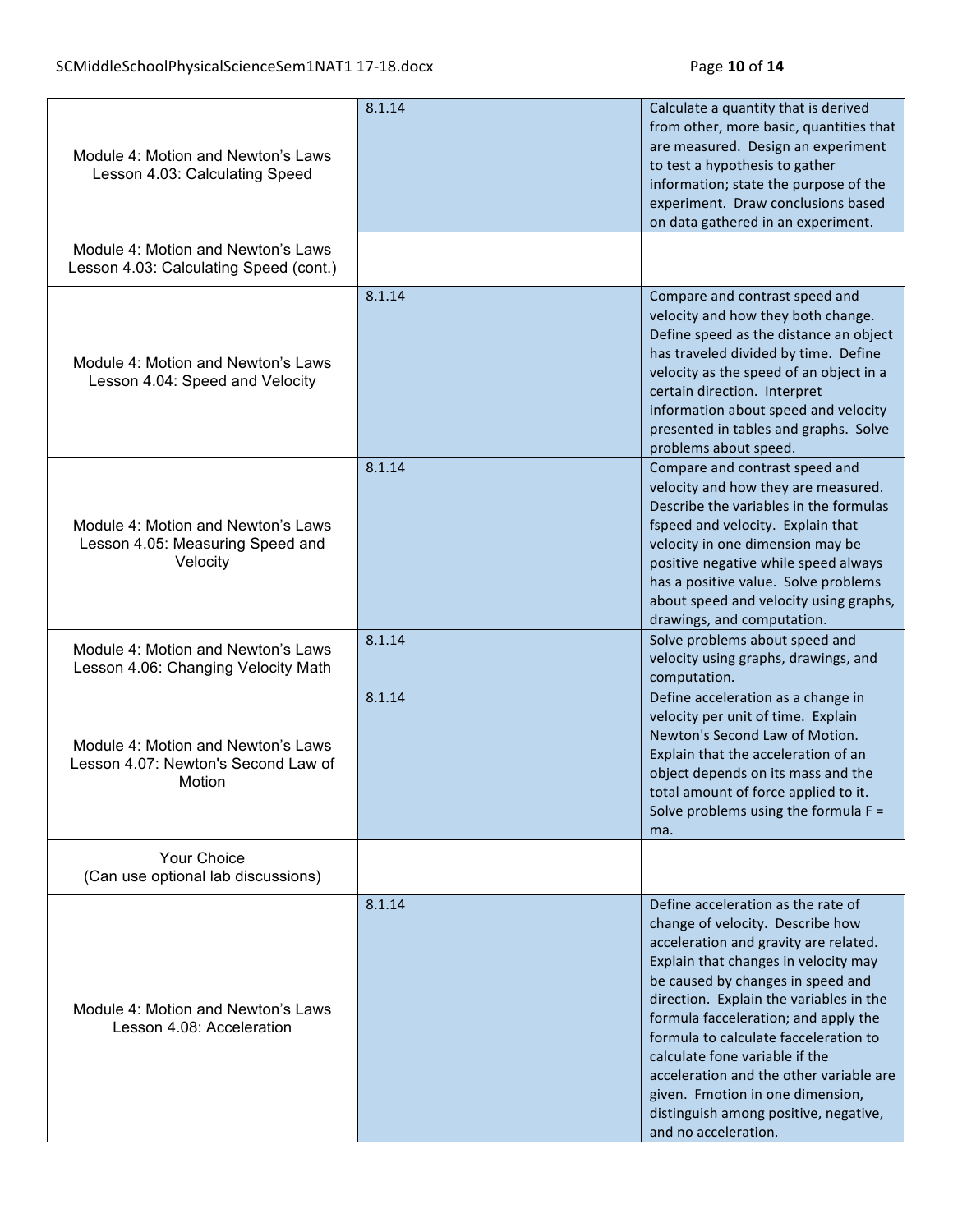| | | |
|---|---|---|
| Module 4: Motion and Newton's Laws Lesson 4.03: Calculating Speed | 8.1.14 | Calculate a quantity that is derived from other, more basic, quantities that are measured. Design an experiment to test a hypothesis to gather information; state the purpose of the experiment. Draw conclusions based on data gathered in an experiment. |
| Module 4: Motion and Newton's Laws Lesson 4.03: Calculating Speed (cont.) | | |
| Module 4: Motion and Newton's Laws Lesson 4.04: Speed and Velocity | 8.1.14 | Compare and contrast speed and velocity and how they both change. Define speed as the distance an object has traveled divided by time. Define velocity as the speed of an object in a certain direction. Interpret information about speed and velocity presented in tables and graphs. Solve problems about speed. |
| Module 4: Motion and Newton's Laws Lesson 4.05: Measuring Speed and Velocity | 8.1.14 | Compare and contrast speed and velocity and how they are measured. Describe the variables in the formulas fspeed and velocity. Explain that velocity in one dimension may be positive negative while speed always has a positive value. Solve problems about speed and velocity using graphs, drawings, and computation. |
| Module 4: Motion and Newton's Laws Lesson 4.06: Changing Velocity Math | 8.1.14 | Solve problems about speed and velocity using graphs, drawings, and computation. |
| Module 4: Motion and Newton's Laws Lesson 4.07: Newton's Second Law of Motion | 8.1.14 | Define acceleration as a change in velocity per unit of time. Explain Newton's Second Law of Motion. Explain that the acceleration of an object depends on its mass and the total amount of force applied to it. Solve problems using the formula F = ma. |
| Your Choice (Can use optional lab discussions) | | |
| Module 4: Motion and Newton's Laws Lesson 4.08: Acceleration | 8.1.14 | Define acceleration as the rate of change of velocity. Describe how acceleration and gravity are related. Explain that changes in velocity may be caused by changes in speed and direction. Explain the variables in the formula facceleration; and apply the formula to calculate facceleration to calculate fone variable if the acceleration and the other variable are given. Fmotion in one dimension, distinguish among positive, negative, and no acceleration. |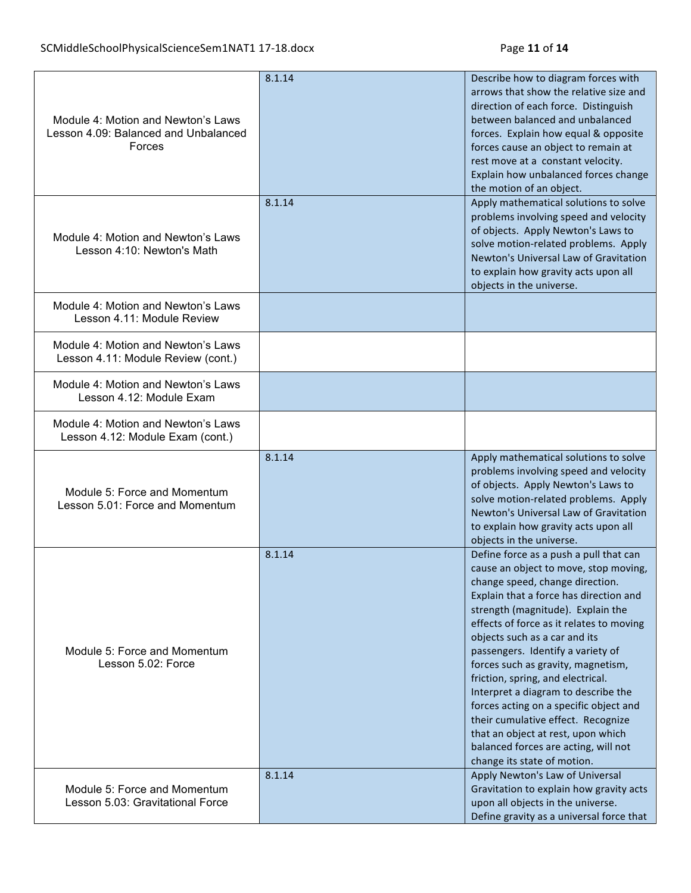| | | |
|---|---|---|
| Module 4: Motion and Newton's Laws Lesson 4.09: Balanced and Unbalanced Forces | 8.1.14 | Describe how to diagram forces with arrows that show the relative size and direction of each force. Distinguish between balanced and unbalanced forces. Explain how equal & opposite forces cause an object to remain at rest move at a constant velocity. Explain how unbalanced forces change the motion of an object. |
| Module 4: Motion and Newton's Laws Lesson 4:10: Newton's Math | 8.1.14 | Apply mathematical solutions to solve problems involving speed and velocity of objects. Apply Newton's Laws to solve motion-related problems. Apply Newton's Universal Law of Gravitation to explain how gravity acts upon all objects in the universe. |
| Module 4: Motion and Newton's Laws Lesson 4.11: Module Review | | |
| Module 4: Motion and Newton's Laws Lesson 4.11: Module Review (cont.) | | |
| Module 4: Motion and Newton's Laws Lesson 4.12: Module Exam | | |
| Module 4: Motion and Newton's Laws Lesson 4.12: Module Exam (cont.) | | |
| Module 5: Force and Momentum Lesson 5.01: Force and Momentum | 8.1.14 | Apply mathematical solutions to solve problems involving speed and velocity of objects. Apply Newton's Laws to solve motion-related problems. Apply Newton's Universal Law of Gravitation to explain how gravity acts upon all objects in the universe. |
| Module 5: Force and Momentum Lesson 5.02: Force | 8.1.14 | Define force as a push a pull that can cause an object to move, stop moving, change speed, change direction. Explain that a force has direction and strength (magnitude). Explain the effects of force as it relates to moving objects such as a car and its passengers. Identify a variety of forces such as gravity, magnetism, friction, spring, and electrical. Interpret a diagram to describe the forces acting on a specific object and their cumulative effect. Recognize that an object at rest, upon which balanced forces are acting, will not change its state of motion. |
| Module 5: Force and Momentum Lesson 5.03: Gravitational Force | 8.1.14 | Apply Newton's Law of Universal Gravitation to explain how gravity acts upon all objects in the universe. Define gravity as a universal force that |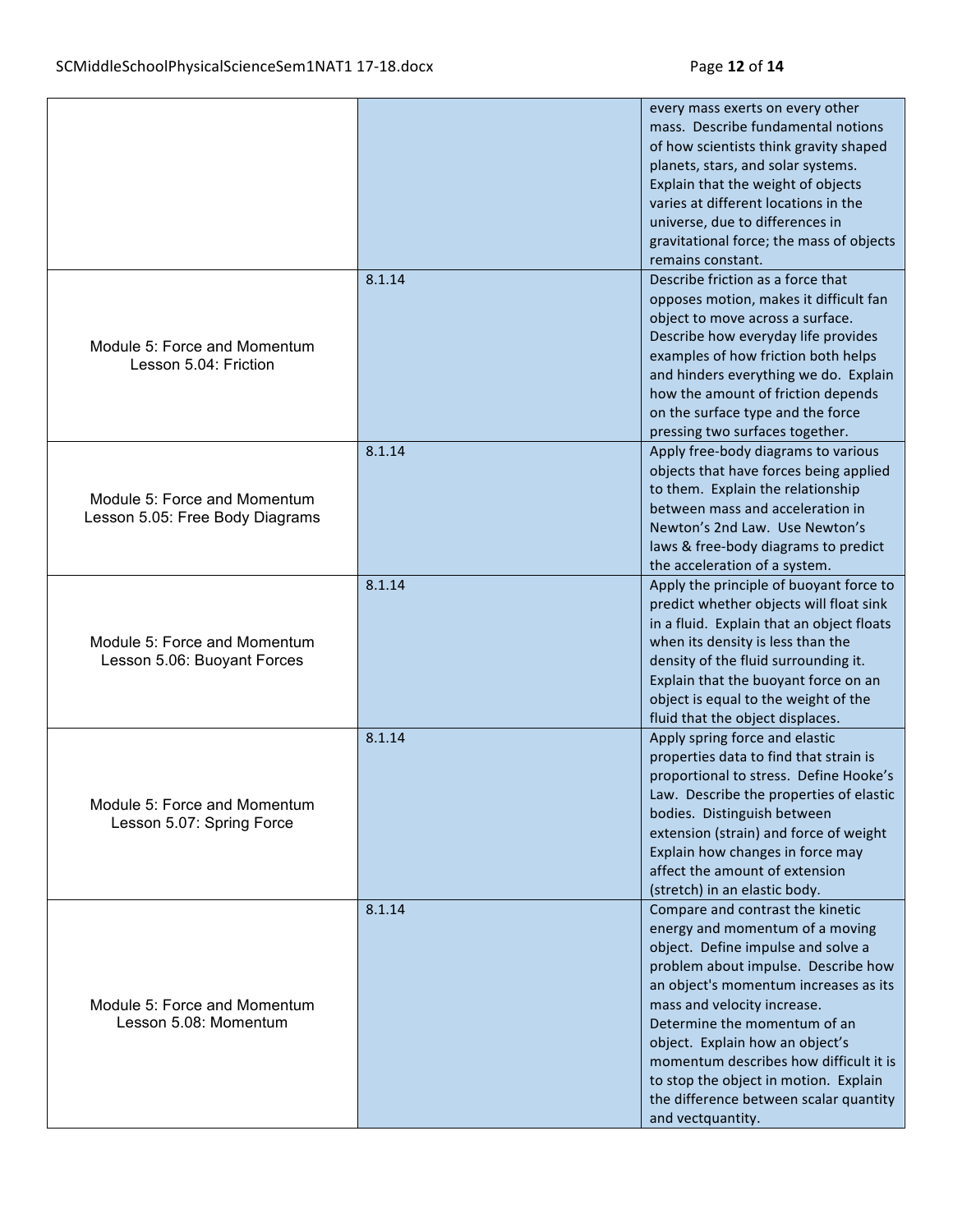| | | |
|---|---|---|
| | | every mass exerts on every other mass. Describe fundamental notions of how scientists think gravity shaped planets, stars, and solar systems. Explain that the weight of objects varies at different locations in the universe, due to differences in gravitational force; the mass of objects remains constant. |
| Module 5: Force and Momentum Lesson 5.04: Friction | 8.1.14 | Describe friction as a force that opposes motion, makes it difficult fan object to move across a surface. Describe how everyday life provides examples of how friction both helps and hinders everything we do. Explain how the amount of friction depends on the surface type and the force pressing two surfaces together. |
| Module 5: Force and Momentum Lesson 5.05: Free Body Diagrams | 8.1.14 | Apply free-body diagrams to various objects that have forces being applied to them. Explain the relationship between mass and acceleration in Newton's 2nd Law. Use Newton's laws & free-body diagrams to predict the acceleration of a system. |
| Module 5: Force and Momentum Lesson 5.06: Buoyant Forces | 8.1.14 | Apply the principle of buoyant force to predict whether objects will float sink in a fluid. Explain that an object floats when its density is less than the density of the fluid surrounding it. Explain that the buoyant force on an object is equal to the weight of the fluid that the object displaces. |
| Module 5: Force and Momentum Lesson 5.07: Spring Force | 8.1.14 | Apply spring force and elastic properties data to find that strain is proportional to stress. Define Hooke's Law. Describe the properties of elastic bodies. Distinguish between extension (strain) and force of weight Explain how changes in force may affect the amount of extension (stretch) in an elastic body. |
| Module 5: Force and Momentum Lesson 5.08: Momentum | 8.1.14 | Compare and contrast the kinetic energy and momentum of a moving object. Define impulse and solve a problem about impulse. Describe how an object's momentum increases as its mass and velocity increase. Determine the momentum of an object. Explain how an object's momentum describes how difficult it is to stop the object in motion. Explain the difference between scalar quantity and vectquantity. |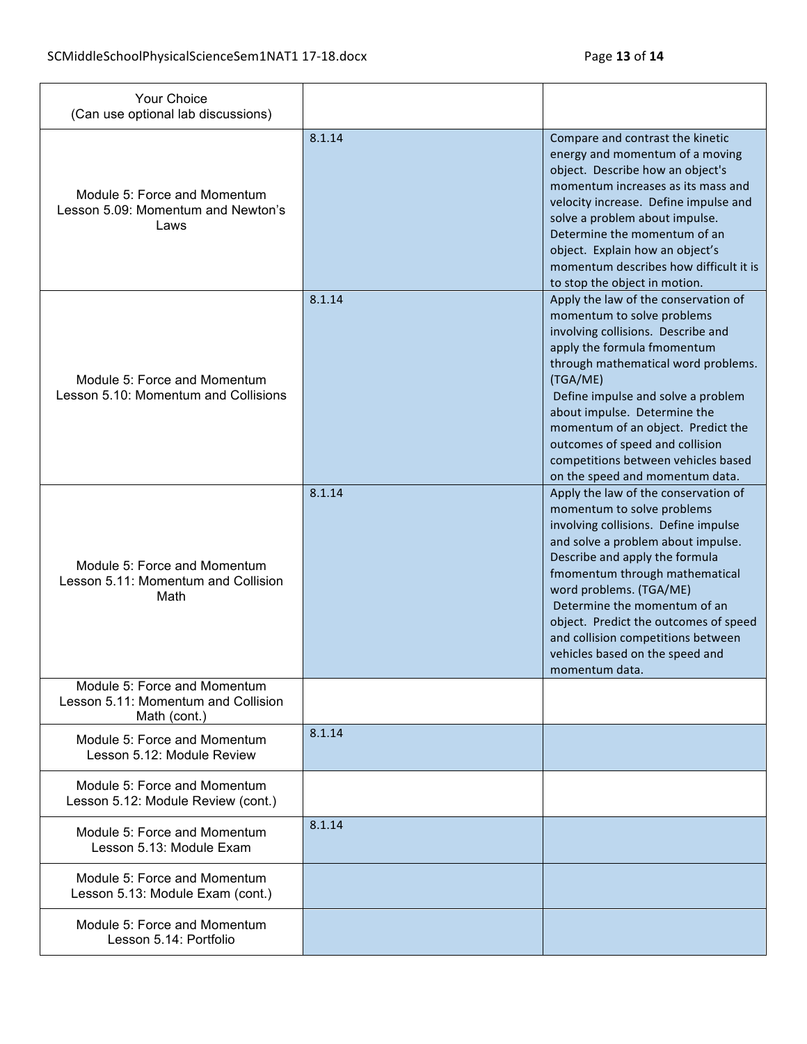| | | |
|---|---|---|
| Your Choice (Can use optional lab discussions) | | |
| Module 5: Force and Momentum Lesson 5.09: Momentum and Newton's Laws | 8.1.14 | Compare and contrast the kinetic energy and momentum of a moving object. Describe how an object's momentum increases as its mass and velocity increase. Define impulse and solve a problem about impulse. Determine the momentum of an object. Explain how an object's momentum describes how difficult it is to stop the object in motion. |
| Module 5: Force and Momentum Lesson 5.10: Momentum and Collisions | 8.1.14 | Apply the law of the conservation of momentum to solve problems involving collisions. Describe and apply the formula fmomentum through mathematical word problems. (TGA/ME) Define impulse and solve a problem about impulse. Determine the momentum of an object. Predict the outcomes of speed and collision competitions between vehicles based on the speed and momentum data. |
| Module 5: Force and Momentum Lesson 5.11: Momentum and Collision Math | 8.1.14 | Apply the law of the conservation of momentum to solve problems involving collisions. Define impulse and solve a problem about impulse. Describe and apply the formula fmomentum through mathematical word problems. (TGA/ME) Determine the momentum of an object. Predict the outcomes of speed and collision competitions between vehicles based on the speed and momentum data. |
| Module 5: Force and Momentum Lesson 5.11: Momentum and Collision Math (cont.) | | |
| Module 5: Force and Momentum Lesson 5.12: Module Review | 8.1.14 | |
| Module 5: Force and Momentum Lesson 5.12: Module Review (cont.) | | |
| Module 5: Force and Momentum Lesson 5.13: Module Exam | 8.1.14 | |
| Module 5: Force and Momentum Lesson 5.13: Module Exam (cont.) | | |
| Module 5: Force and Momentum Lesson 5.14: Portfolio | | |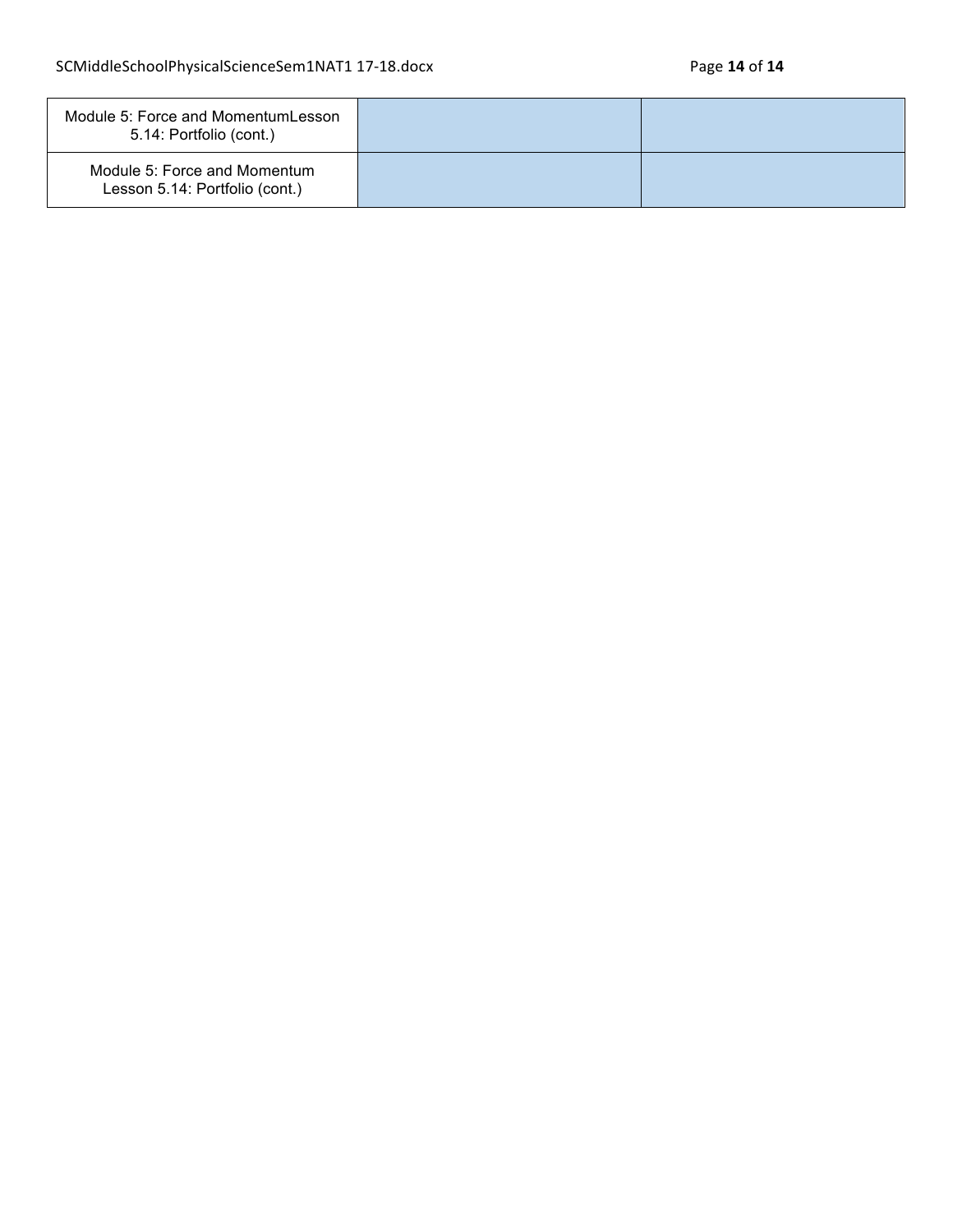| | | |
|---|---|---|
| Module 5: Force and MomentumLesson 5.14: Portfolio (cont.) | | |
| Module 5: Force and Momentum Lesson 5.14: Portfolio (cont.) | | |